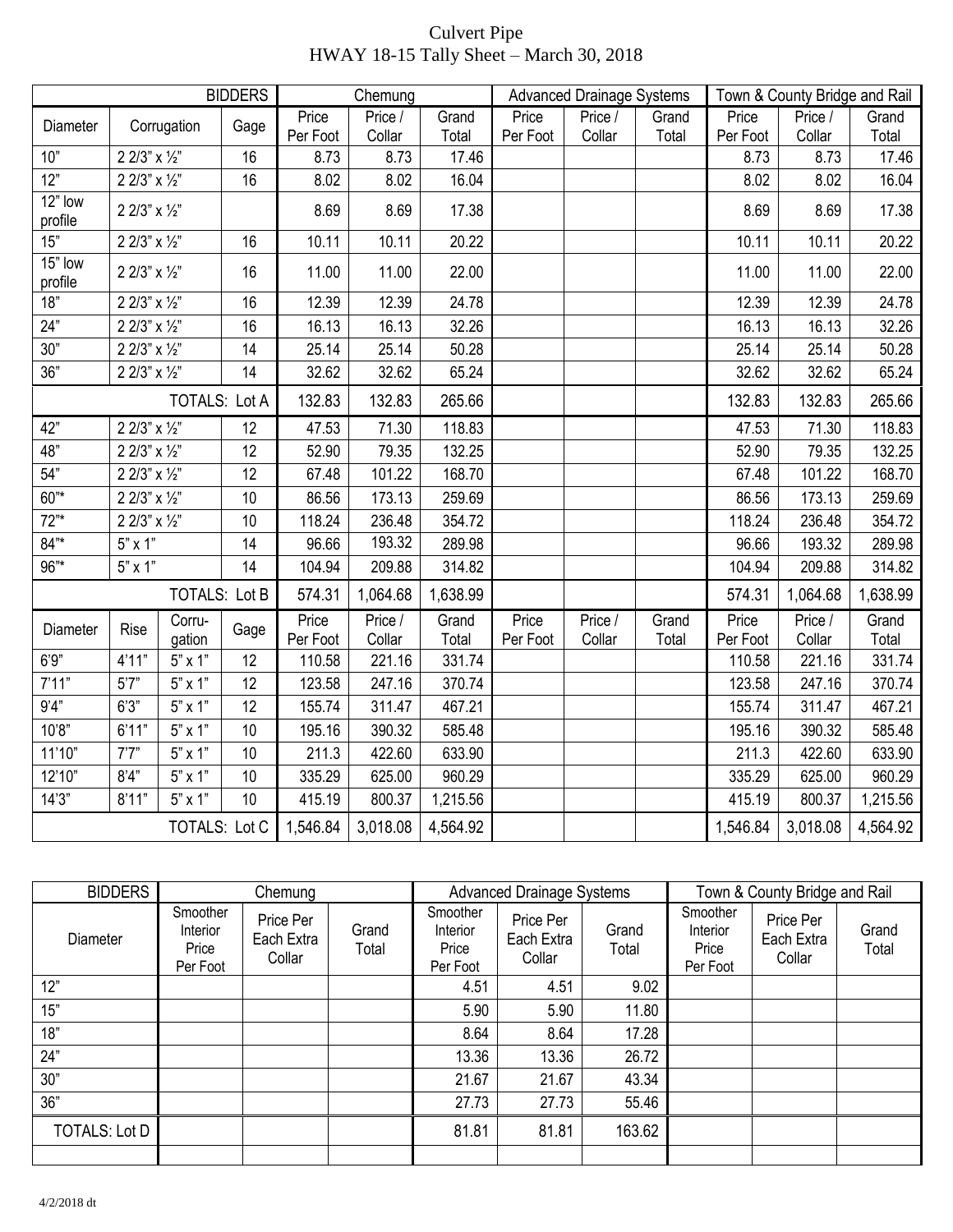# Culvert Pipe
## HWAY 18-15 Tally Sheet – March 30, 2018

| | | BIDDERS | Chemung | | | Advanced Drainage Systems | | | Town & County Bridge and Rail | | |
|---|---|---|---|---|---|---|---|---|---|---|---|
| Diameter | Corrugation | Gage | Price Per Foot | Price / Collar | Grand Total | Price Per Foot | Price / Collar | Grand Total | Price Per Foot | Price / Collar | Grand Total |
| 10" | 2 2/3" x ½" | 16 | 8.73 | 8.73 | 17.46 | | | | 8.73 | 8.73 | 17.46 |
| 12" | 2 2/3" x ½" | 16 | 8.02 | 8.02 | 16.04 | | | | 8.02 | 8.02 | 16.04 |
| 12" low profile | 2 2/3" x ½" | | 8.69 | 8.69 | 17.38 | | | | 8.69 | 8.69 | 17.38 |
| 15" | 2 2/3" x ½" | 16 | 10.11 | 10.11 | 20.22 | | | | 10.11 | 10.11 | 20.22 |
| 15" low profile | 2 2/3" x ½" | 16 | 11.00 | 11.00 | 22.00 | | | | 11.00 | 11.00 | 22.00 |
| 18" | 2 2/3" x ½" | 16 | 12.39 | 12.39 | 24.78 | | | | 12.39 | 12.39 | 24.78 |
| 24" | 2 2/3" x ½" | 16 | 16.13 | 16.13 | 32.26 | | | | 16.13 | 16.13 | 32.26 |
| 30" | 2 2/3" x ½" | 14 | 25.14 | 25.14 | 50.28 | | | | 25.14 | 25.14 | 50.28 |
| 36" | 2 2/3" x ½" | 14 | 32.62 | 32.62 | 65.24 | | | | 32.62 | 32.62 | 65.24 |
| | | TOTALS: Lot A | 132.83 | 132.83 | 265.66 | | | | 132.83 | 132.83 | 265.66 |
| 42" | 2 2/3" x ½" | 12 | 47.53 | 71.30 | 118.83 | | | | 47.53 | 71.30 | 118.83 |
| 48" | 2 2/3" x ½" | 12 | 52.90 | 79.35 | 132.25 | | | | 52.90 | 79.35 | 132.25 |
| 54" | 2 2/3" x ½" | 12 | 67.48 | 101.22 | 168.70 | | | | 67.48 | 101.22 | 168.70 |
| 60"* | 2 2/3" x ½" | 10 | 86.56 | 173.13 | 259.69 | | | | 86.56 | 173.13 | 259.69 |
| 72"* | 2 2/3" x ½" | 10 | 118.24 | 236.48 | 354.72 | | | | 118.24 | 236.48 | 354.72 |
| 84"* | 5" x 1" | 14 | 96.66 | 193.32 | 289.98 | | | | 96.66 | 193.32 | 289.98 |
| 96"* | 5" x 1" | 14 | 104.94 | 209.88 | 314.82 | | | | 104.94 | 209.88 | 314.82 |
| | | TOTALS: Lot B | 574.31 | 1,064.68 | 1,638.99 | | | | 574.31 | 1,064.68 | 1,638.99 |

| Diameter | Rise | Corrugation | Gage | Price Per Foot | Price / Collar | Grand Total | Price Per Foot | Price / Collar | Grand Total | Price Per Foot | Price / Collar | Grand Total |
|---|---|---|---|---|---|---|---|---|---|---|---|---|
| 6'9" | 4'11" | 5" x 1" | 12 | 110.58 | 221.16 | 331.74 | | | | 110.58 | 221.16 | 331.74 |
| 7'11" | 5'7" | 5" x 1" | 12 | 123.58 | 247.16 | 370.74 | | | | 123.58 | 247.16 | 370.74 |
| 9'4" | 6'3" | 5" x 1" | 12 | 155.74 | 311.47 | 467.21 | | | | 155.74 | 311.47 | 467.21 |
| 10'8" | 6'11" | 5" x 1" | 10 | 195.16 | 390.32 | 585.48 | | | | 195.16 | 390.32 | 585.48 |
| 11'10" | 7'7" | 5" x 1" | 10 | 211.3 | 422.60 | 633.90 | | | | 211.3 | 422.60 | 633.90 |
| 12'10" | 8'4" | 5" x 1" | 10 | 335.29 | 625.00 | 960.29 | | | | 335.29 | 625.00 | 960.29 |
| 14'3" | 8'11" | 5" x 1" | 10 | 415.19 | 800.37 | 1,215.56 | | | | 415.19 | 800.37 | 1,215.56 |
| | | TOTALS: Lot C | | 1,546.84 | 3,018.08 | 4,564.92 | | | | 1,546.84 | 3,018.08 | 4,564.92 |

| BIDDERS | Chemung | | | Advanced Drainage Systems | | | Town & County Bridge and Rail | | |
|---|---|---|---|---|---|---|---|---|---|
| Diameter | Smoother Interior Price Per Foot | Price Per Each Extra Collar | Grand Total | Smoother Interior Price Per Foot | Price Per Each Extra Collar | Grand Total | Smoother Interior Price Per Foot | Price Per Each Extra Collar | Grand Total |
| 12" | | | | 4.51 | 4.51 | 9.02 | | | |
| 15" | | | | 5.90 | 5.90 | 11.80 | | | |
| 18" | | | | 8.64 | 8.64 | 17.28 | | | |
| 24" | | | | 13.36 | 13.36 | 26.72 | | | |
| 30" | | | | 21.67 | 21.67 | 43.34 | | | |
| 36" | | | | 27.73 | 27.73 | 55.46 | | | |
| TOTALS: Lot D | | | | 81.81 | 81.81 | 163.62 | | | |
| | | | | | | | | | |

4/2/2018 dt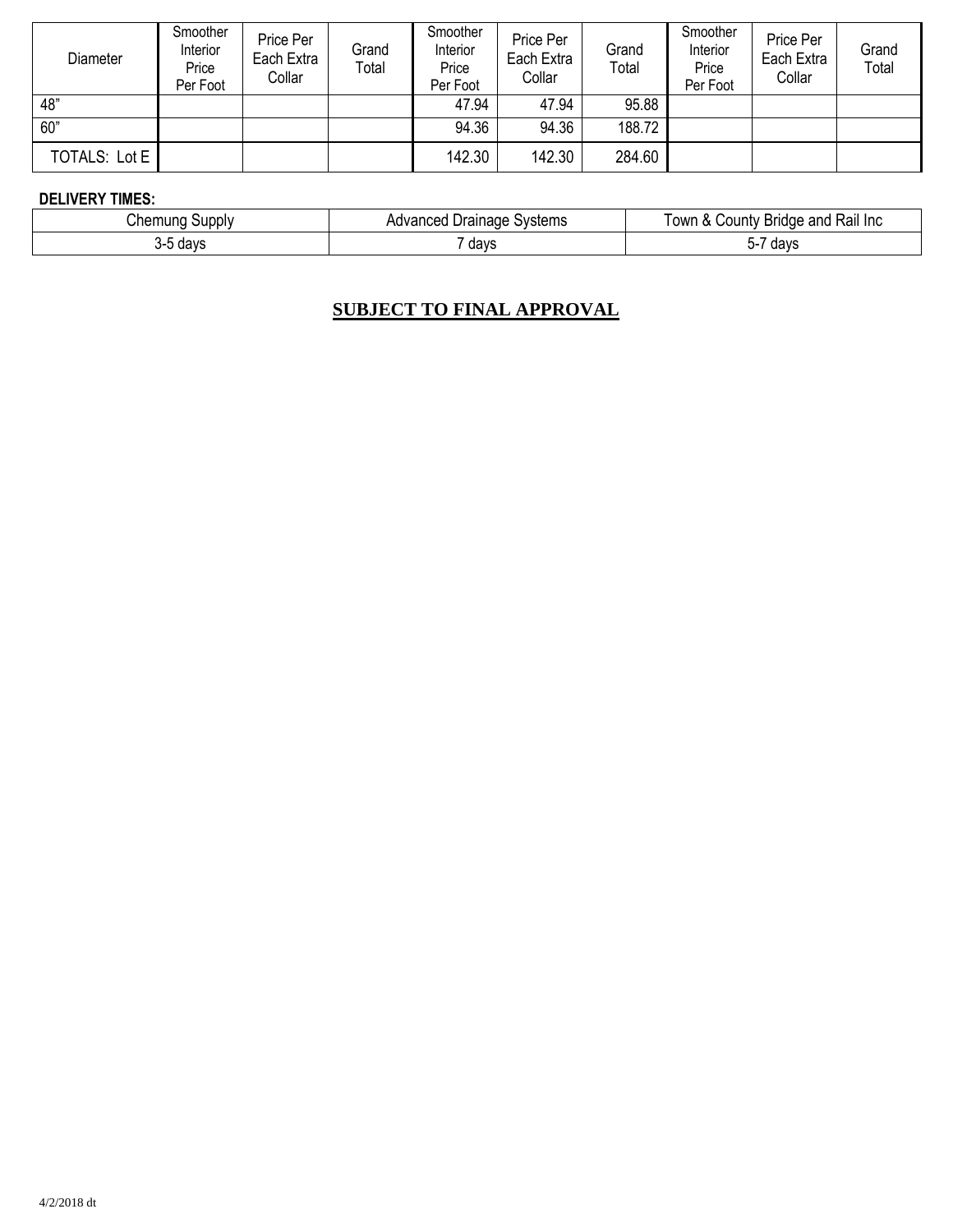| Diameter | Smoother Interior Price Per Foot | Price Per Each Extra Collar | Grand Total | Smoother Interior Price Per Foot | Price Per Each Extra Collar | Grand Total | Smoother Interior Price Per Foot | Price Per Each Extra Collar | Grand Total |
|---|---|---|---|---|---|---|---|---|---|
| 48" | | | | 47.94 | 47.94 | 95.88 | | | |
| 60" | | | | 94.36 | 94.36 | 188.72 | | | |
| TOTALS: Lot E | | | | 142.30 | 142.30 | 284.60 | | | |

**DELIVERY TIMES:**

| Chemung Supply | Advanced Drainage Systems | Town & County Bridge and Rail Inc |
|---|---|---|
| 3-5 days | 7 days | 5-7 days |

**SUBJECT TO FINAL APPROVAL**

4/2/2018 dt